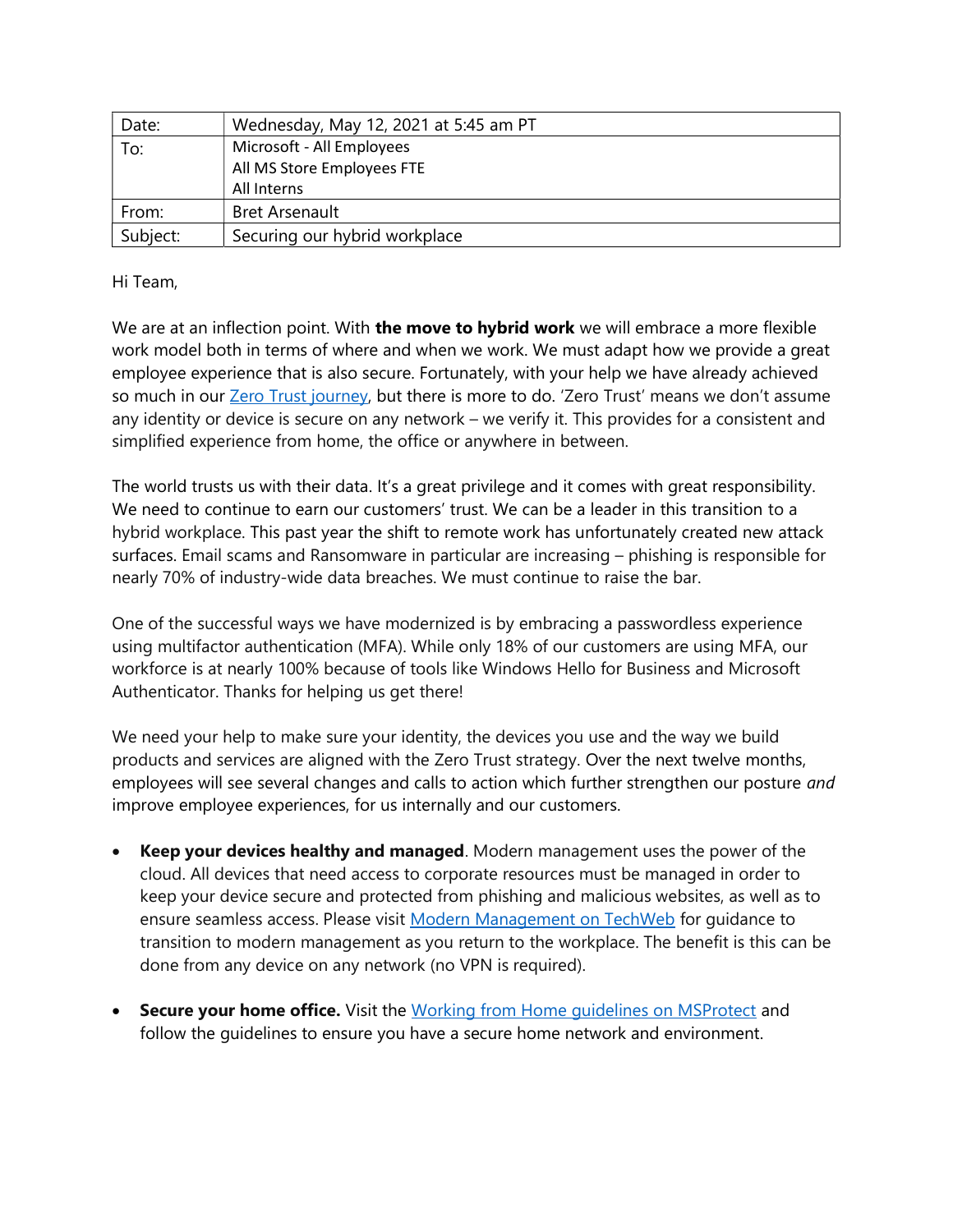| Date: | Wednesday, May 12, 2021 at 5:45 am PT |
| --- | --- |
| To: | Microsoft - All Employees<br>All MS Store Employees FTE<br>All Interns |
| From: | Bret Arsenault |
| Subject: | Securing our hybrid workplace |

Hi Team,

We are at an inflection point. With **the move to hybrid work** we will embrace a more flexible work model both in terms of where and when we work. We must adapt how we provide a great employee experience that is also secure. Fortunately, with your help we have already achieved so much in our Zero Trust journey, but there is more to do. 'Zero Trust' means we don't assume any identity or device is secure on any network – we verify it. This provides for a consistent and simplified experience from home, the office or anywhere in between.

The world trusts us with their data. It's a great privilege and it comes with great responsibility. We need to continue to earn our customers' trust. We can be a leader in this transition to a hybrid workplace. This past year the shift to remote work has unfortunately created new attack surfaces. Email scams and Ransomware in particular are increasing – phishing is responsible for nearly 70% of industry-wide data breaches. We must continue to raise the bar.

One of the successful ways we have modernized is by embracing a passwordless experience using multifactor authentication (MFA). While only 18% of our customers are using MFA, our workforce is at nearly 100% because of tools like Windows Hello for Business and Microsoft Authenticator. Thanks for helping us get there!

We need your help to make sure your identity, the devices you use and the way we build products and services are aligned with the Zero Trust strategy. Over the next twelve months, employees will see several changes and calls to action which further strengthen our posture *and* improve employee experiences, for us internally and our customers.

- **Keep your devices healthy and managed**. Modern management uses the power of the cloud. All devices that need access to corporate resources must be managed in order to keep your device secure and protected from phishing and malicious websites, as well as to ensure seamless access. Please visit Modern Management on TechWeb for guidance to transition to modern management as you return to the workplace. The benefit is this can be done from any device on any network (no VPN is required).

- **Secure your home office.** Visit the Working from Home guidelines on MSProtect and follow the guidelines to ensure you have a secure home network and environment.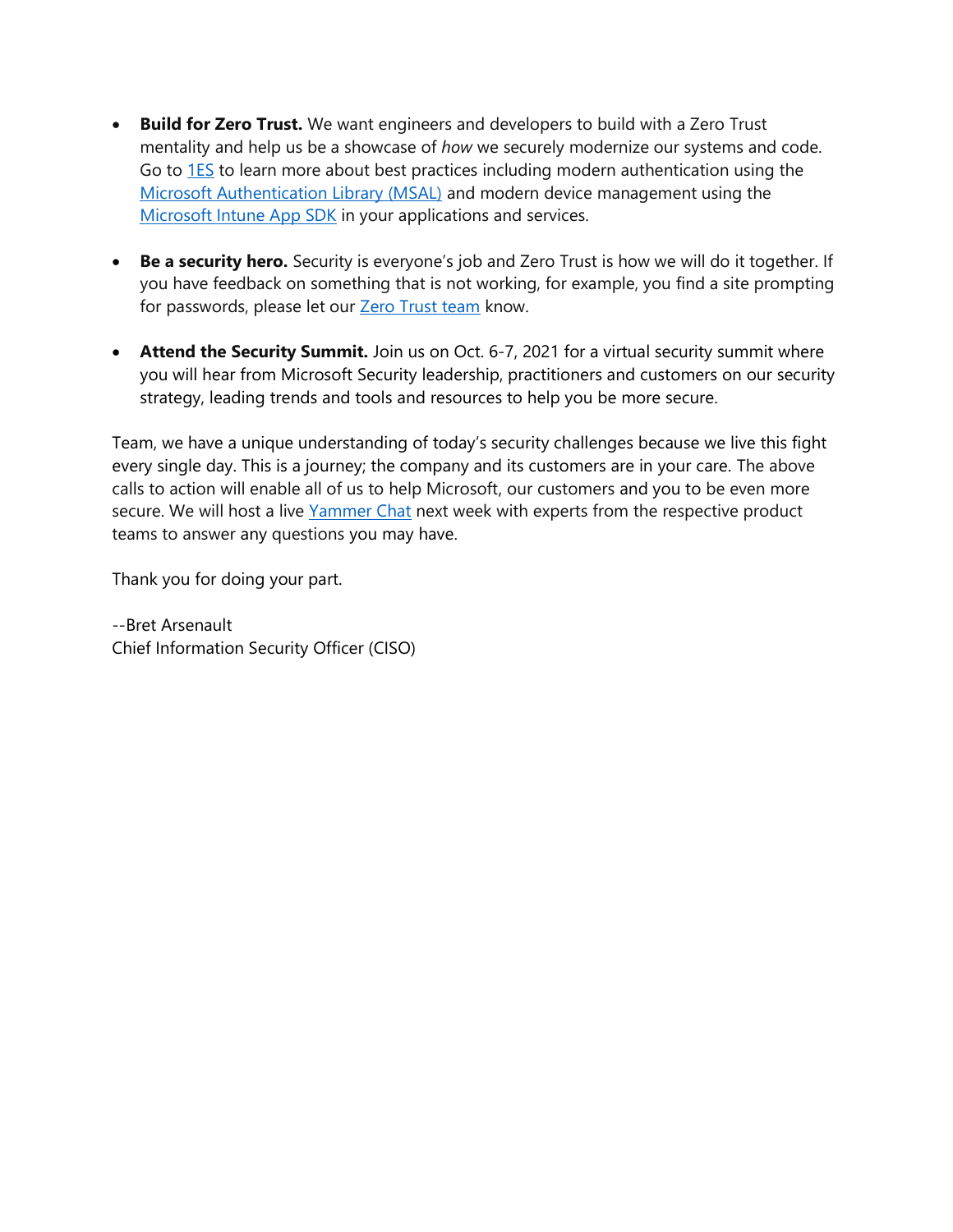- **Build for Zero Trust.** We want engineers and developers to build with a Zero Trust mentality and help us be a showcase of *how* we securely modernize our systems and code. Go to 1ES to learn more about best practices including modern authentication using the Microsoft Authentication Library (MSAL) and modern device management using the Microsoft Intune App SDK in your applications and services.

- **Be a security hero.** Security is everyone's job and Zero Trust is how we will do it together. If you have feedback on something that is not working, for example, you find a site prompting for passwords, please let our Zero Trust team know.

- **Attend the Security Summit.** Join us on Oct. 6-7, 2021 for a virtual security summit where you will hear from Microsoft Security leadership, practitioners and customers on our security strategy, leading trends and tools and resources to help you be more secure.

Team, we have a unique understanding of today's security challenges because we live this fight every single day. This is a journey; the company and its customers are in your care. The above calls to action will enable all of us to help Microsoft, our customers and you to be even more secure. We will host a live Yammer Chat next week with experts from the respective product teams to answer any questions you may have.

Thank you for doing your part.

--Bret Arsenault
Chief Information Security Officer (CISO)